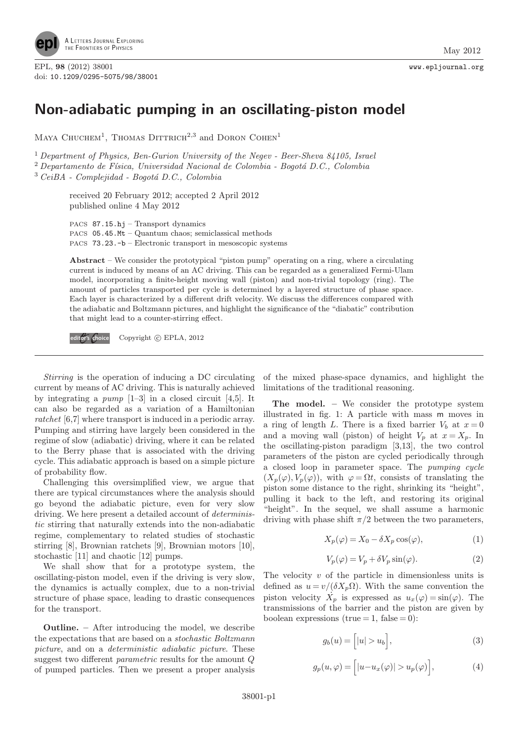# Non-adiabatic pumping in an oscillating-piston model

Maya Chuchem[1], Thomas Dittrich[2,3] and Doron Cohen[1]

[1] *Department of Physics, Ben-Gurion University of the Negev - Beer-Sheva 84105, Israel*
[2] *Departamento de Física, Universidad Nacional de Colombia - Bogotá D.C., Colombia*
[3] *CeiBA - Complejidad - Bogotá D.C., Colombia*

received 20 February 2012; accepted 2 April 2012
published online 4 May 2012

PACS 87.15.hj – Transport dynamics
PACS 05.45.Mt – Quantum chaos; semiclassical methods
PACS 73.23.-b – Electronic transport in mesoscopic systems

**Abstract** – We consider the prototypical "piston pump" operating on a ring, where a circulating current is induced by means of an AC driving. This can be regarded as a generalized Fermi-Ulam model, incorporating a finite-height moving wall (piston) and non-trivial topology (ring). The amount of particles transported per cycle is determined by a layered structure of phase space. Each layer is characterized by a different drift velocity. We discuss the differences compared with the adiabatic and Boltzmann pictures, and highlight the significance of the "diabatic" contribution that might lead to a counter-stirring effect.

editor's choice Copyright © EPLA, 2012

*Stirring* is the operation of inducing a DC circulating current by means of AC driving. This is naturally achieved by integrating a *pump* [1–3] in a closed circuit [4,5]. It can also be regarded as a variation of a Hamiltonian *ratchet* [6,7] where transport is induced in a periodic array. Pumping and stirring have largely been considered in the regime of slow (adiabatic) driving, where it can be related to the Berry phase that is associated with the driving cycle. This adiabatic approach is based on a simple picture of probability flow.

Challenging this oversimplified view, we argue that there are typical circumstances where the analysis should go beyond the adiabatic picture, even for very slow driving. We here present a detailed account of *deterministic* stirring that naturally extends into the non-adiabatic regime, complementary to related studies of stochastic stirring [8], Brownian ratchets [9], Brownian motors [10], stochastic [11] and chaotic [12] pumps.

We shall show that for a prototype system, the oscillating-piston model, even if the driving is very slow, the dynamics is actually complex, due to a non-trivial structure of phase space, leading to drastic consequences for the transport.

**Outline.** – After introducing the model, we describe the expectations that are based on a *stochastic Boltzmann picture*, and on a *deterministic adiabatic picture*. These suggest two different *parametric* results for the amount $Q$ of pumped particles. Then we present a proper analysis of the mixed phase-space dynamics, and highlight the limitations of the traditional reasoning.

**The model.** – We consider the prototype system illustrated in fig. 1: A particle with mass $\mathsf{m}$ moves in a ring of length $L$. There is a fixed barrier $V_b$ at $x=0$ and a moving wall (piston) of height $V_p$ at $x=X_p$. In the oscillating-piston paradigm [3,13], the two control parameters of the piston are cycled periodically through a closed loop in parameter space. The *pumping cycle* $(X_p(\varphi), V_p(\varphi))$, with $\varphi = \Omega t$, consists of translating the piston some distance to the right, shrinking its "height", pulling it back to the left, and restoring its original "height". In the sequel, we shall assume a harmonic driving with phase shift $\pi/2$ between the two parameters,

$$X_p(\varphi) = X_0 - \delta X_p \cos(\varphi), \tag{1}$$

$$V_p(\varphi) = V_p + \delta V_p \sin(\varphi). \tag{2}$$

The velocity $v$ of the particle in dimensionless units is defined as $u = v/(\delta X_p \Omega)$. With the same convention the piston velocity $\dot{X}_p$ is expressed as $u_x(\varphi) = \sin(\varphi)$. The transmissions of the barrier and the piston are given by boolean expressions (true = 1, false = 0):

$$g_b(u) = \Big[|u| > u_b\Big], \tag{3}$$

$$g_p(u, \varphi) = \Big[|u - u_x(\varphi)| > u_p(\varphi)\Big], \tag{4}$$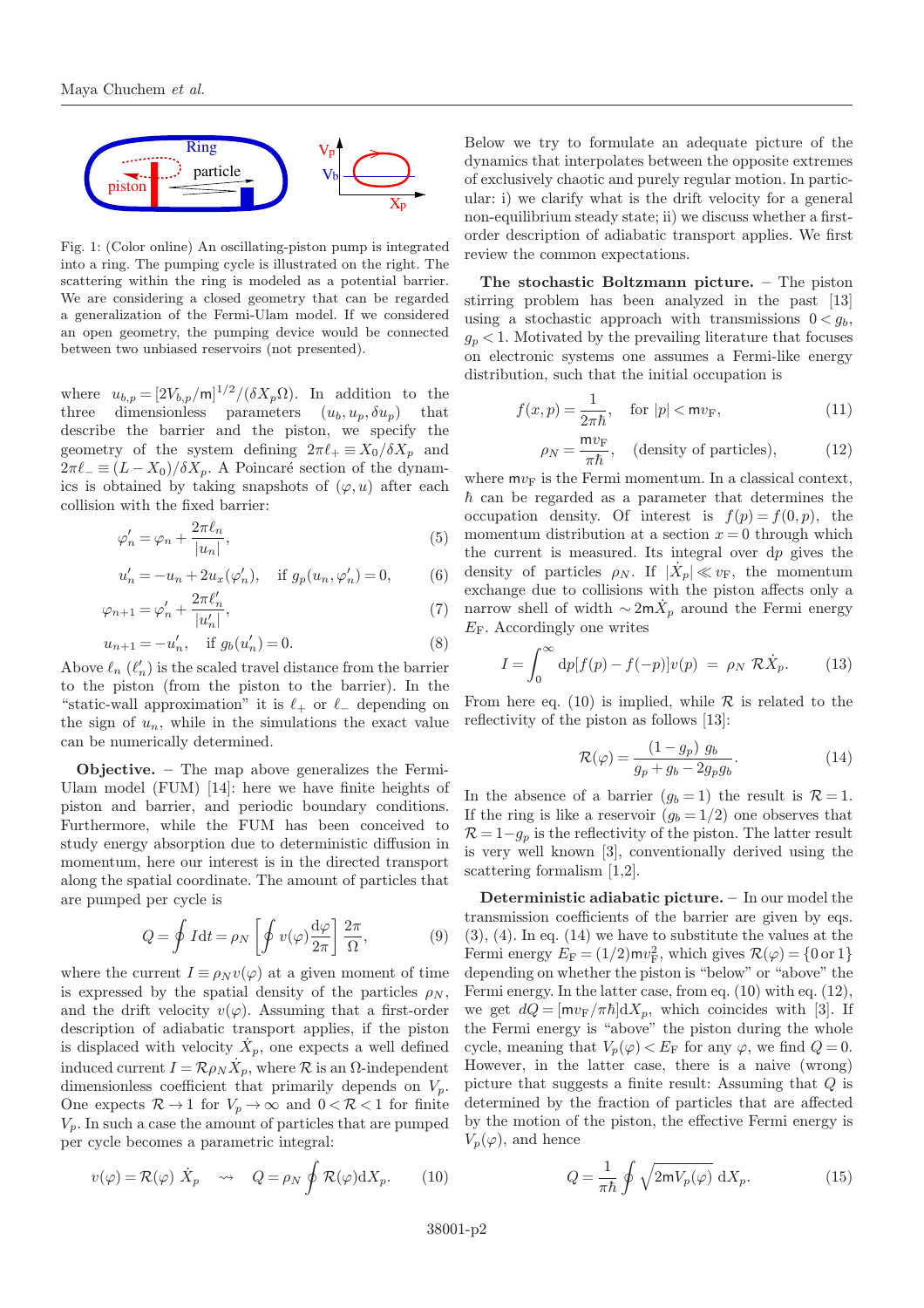Fig. 1: (Color online) An oscillating-piston pump is integrated into a ring. The pumping cycle is illustrated on the right. The scattering within the ring is modeled as a potential barrier. We are considering a closed geometry that can be regarded a generalization of the Fermi-Ulam model. If we considered an open geometry, the pumping device would be connected between two unbiased reservoirs (not presented).

where $u_{b,p} = [2V_{b,p}/\mathsf{m}]^{1/2}/(\delta X_p \Omega)$. In addition to the three dimensionless parameters $(u_b, u_p, \delta u_p)$ that describe the barrier and the piston, we specify the geometry of the system defining $2\pi\ell_+ \equiv X_0/\delta X_p$ and $2\pi\ell_- \equiv (L-X_0)/\delta X_p$. A Poincaré section of the dynamics is obtained by taking snapshots of $(\varphi, u)$ after each collision with the fixed barrier:

$$\varphi_n' = \varphi_n + \frac{2\pi\ell_n}{|u_n|}, \tag{5}$$

$$u_n' = -u_n + 2u_x(\varphi_n'), \quad \text{if } g_p(u_n, \varphi_n') = 0, \tag{6}$$

$$\varphi_{n+1} = \varphi_n' + \frac{2\pi\ell_n'}{|u_n'|}, \tag{7}$$

$$u_{n+1} = -u_n', \quad \text{if } g_b(u_n') = 0. \tag{8}$$

Above $\ell_n$ ($\ell_n'$) is the scaled travel distance from the barrier to the piston (from the piston to the barrier). In the "static-wall approximation" it is $\ell_+$ or $\ell_-$ depending on the sign of $u_n$, while in the simulations the exact value can be numerically determined.

**Objective.** – The map above generalizes the Fermi-Ulam model (FUM) [14]: here we have finite heights of piston and barrier, and periodic boundary conditions. Furthermore, while the FUM has been conceived to study energy absorption due to deterministic diffusion in momentum, here our interest is in the directed transport along the spatial coordinate. The amount of particles that are pumped per cycle is

$$Q = \oint I\mathrm{d}t = \rho_N \left[\oint v(\varphi)\frac{\mathrm{d}\varphi}{2\pi}\right]\frac{2\pi}{\Omega}, \tag{9}$$

where the current $I \equiv \rho_N v(\varphi)$ at a given moment of time is expressed by the spatial density of the particles $\rho_N$, and the drift velocity $v(\varphi)$. Assuming that a first-order description of adiabatic transport applies, if the piston is displaced with velocity $\dot{X}_p$, one expects a well defined induced current $I = \mathcal{R}\rho_N\dot{X}_p$, where $\mathcal{R}$ is an $\Omega$-independent dimensionless coefficient that primarily depends on $V_p$. One expects $\mathcal{R} \to 1$ for $V_p \to \infty$ and $0 < \mathcal{R} < 1$ for finite $V_p$. In such a case the amount of particles that are pumped per cycle becomes a parametric integral:

$$v(\varphi) = \mathcal{R}(\varphi)\ \dot{X}_p \quad \rightsquigarrow \quad Q = \rho_N \oint \mathcal{R}(\varphi)\mathrm{d}X_p. \tag{10}$$

Below we try to formulate an adequate picture of the dynamics that interpolates between the opposite extremes of exclusively chaotic and purely regular motion. In particular: i) we clarify what is the drift velocity for a general non-equilibrium steady state; ii) we discuss whether a first-order description of adiabatic transport applies. We first review the common expectations.

**The stochastic Boltzmann picture.** – The piston stirring problem has been analyzed in the past [13] using a stochastic approach with transmissions $0 < g_b$, $g_p < 1$. Motivated by the prevailing literature that focuses on electronic systems one assumes a Fermi-like energy distribution, such that the initial occupation is

$$f(x,p) = \frac{1}{2\pi\hbar}, \quad \text{for } |p| < \mathsf{m}v_\mathrm{F}, \tag{11}$$

$$\rho_N = \frac{\mathsf{m}v_\mathrm{F}}{\pi\hbar}, \quad \text{(density of particles)}, \tag{12}$$

where $\mathsf{m}v_\mathrm{F}$ is the Fermi momentum. In a classical context, $\hbar$ can be regarded as a parameter that determines the occupation density. Of interest is $f(p) = f(0,p)$, the momentum distribution at a section $x = 0$ through which the current is measured. Its integral over $\mathrm{d}p$ gives the density of particles $\rho_N$. If $|\dot{X}_p| \ll v_\mathrm{F}$, the momentum exchange due to collisions with the piston affects only a narrow shell of width $\sim 2\mathsf{m}\dot{X}_p$ around the Fermi energy $E_\mathrm{F}$. Accordingly one writes

$$I = \int_0^\infty \mathrm{d}p[f(p) - f(-p)]v(p) \ = \ \rho_N\ \mathcal{R}\dot{X}_p. \tag{13}$$

From here eq. (10) is implied, while $\mathcal{R}$ is related to the reflectivity of the piston as follows [13]:

$$\mathcal{R}(\varphi) = \frac{(1-g_p)\ g_b}{g_p + g_b - 2g_pg_b}. \tag{14}$$

In the absence of a barrier ($g_b = 1$) the result is $\mathcal{R} = 1$. If the ring is like a reservoir ($g_b = 1/2$) one observes that $\mathcal{R} = 1 - g_p$ is the reflectivity of the piston. The latter result is very well known [3], conventionally derived using the scattering formalism [1,2].

**Deterministic adiabatic picture.** – In our model the transmission coefficients of the barrier are given by eqs. (3), (4). In eq. (14) we have to substitute the values at the Fermi energy $E_\mathrm{F} = (1/2)\mathsf{m}v_\mathrm{F}^2$, which gives $\mathcal{R}(\varphi) = \{0 \text{ or } 1\}$ depending on whether the piston is "below" or "above" the Fermi energy. In the latter case, from eq. (10) with eq. (12), we get $dQ = [\mathsf{m}v_\mathrm{F}/\pi\hbar]\mathrm{d}X_p$, which coincides with [3]. If the Fermi energy is "above" the piston during the whole cycle, meaning that $V_p(\varphi) < E_\mathrm{F}$ for any $\varphi$, we find $Q = 0$. However, in the latter case, there is a naive (wrong) picture that suggests a finite result: Assuming that $Q$ is determined by the fraction of particles that are affected by the motion of the piston, the effective Fermi energy is $V_p(\varphi)$, and hence

$$Q = \frac{1}{\pi\hbar}\oint \sqrt{2\mathsf{m}V_p(\varphi)}\ \mathrm{d}X_p. \tag{15}$$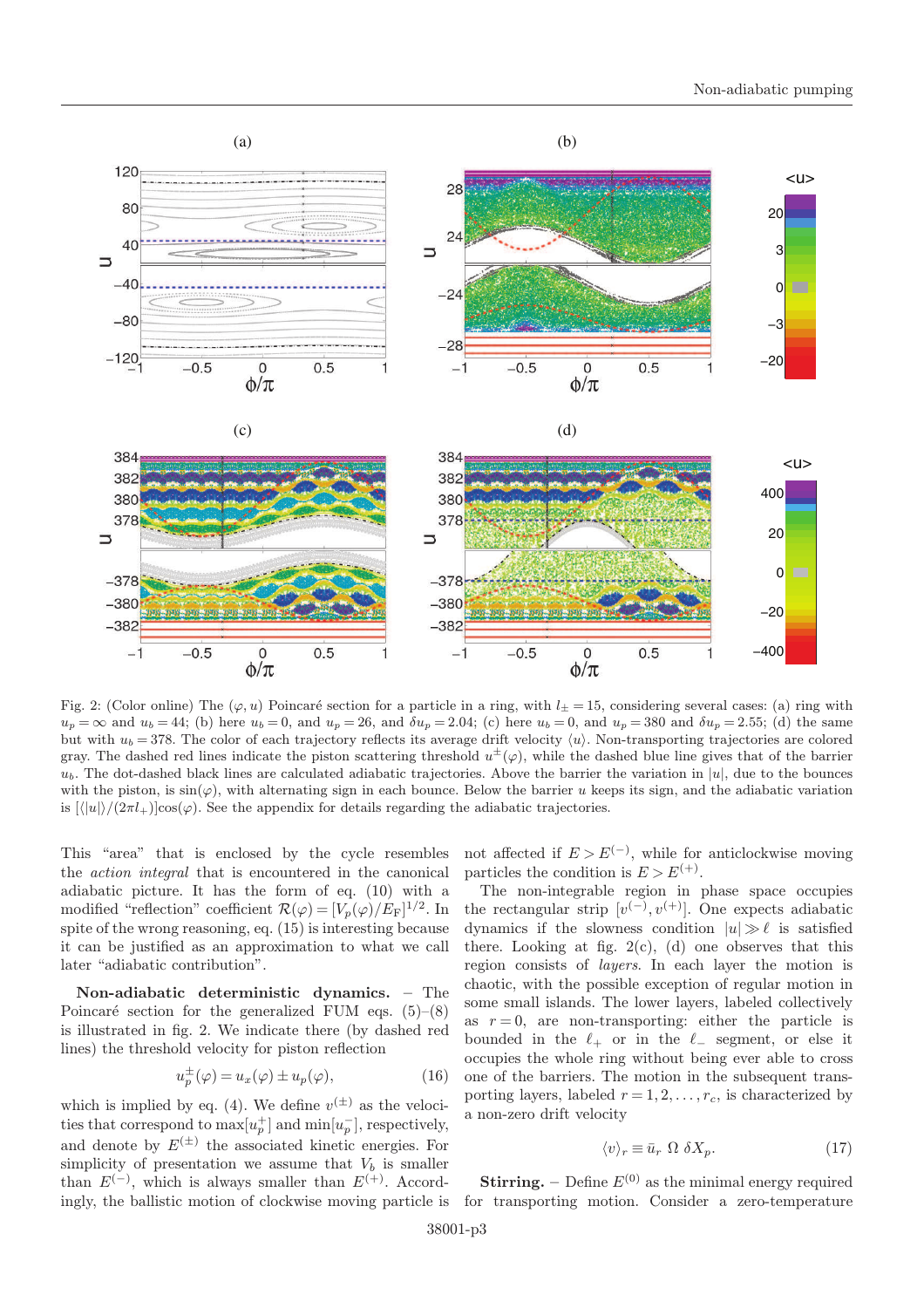Fig. 2: (Color online) The $(\varphi, u)$ Poincaré section for a particle in a ring, with $l_\pm = 15$, considering several cases: (a) ring with $u_p = \infty$ and $u_b = 44$; (b) here $u_b = 0$, and $u_p = 26$, and $\delta u_p = 2.04$; (c) here $u_b = 0$, and $u_p = 380$ and $\delta u_p = 2.55$; (d) the same but with $u_b = 378$. The color of each trajectory reflects its average drift velocity $\langle u \rangle$. Non-transporting trajectories are colored gray. The dashed red lines indicate the piston scattering threshold $u^\pm(\varphi)$, while the dashed blue line gives that of the barrier $u_b$. The dot-dashed black lines are calculated adiabatic trajectories. Above the barrier the variation in $|u|$, due to the bounces with the piston, is $\sin(\varphi)$, with alternating sign in each bounce. Below the barrier $u$ keeps its sign, and the adiabatic variation is $[\langle |u| \rangle / (2\pi l_+)] \cos(\varphi)$. See the appendix for details regarding the adiabatic trajectories.

This "area" that is enclosed by the cycle resembles the *action integral* that is encountered in the canonical adiabatic picture. It has the form of eq. (10) with a modified "reflection" coefficient $\mathcal{R}(\varphi) = [V_p(\varphi)/E_F]^{1/2}$. In spite of the wrong reasoning, eq. (15) is interesting because it can be justified as an approximation to what we call later "adiabatic contribution".

**Non-adiabatic deterministic dynamics.** – The Poincaré section for the generalized FUM eqs. (5)–(8) is illustrated in fig. 2. We indicate there (by dashed red lines) the threshold velocity for piston reflection

$$u_p^\pm(\varphi) = u_x(\varphi) \pm u_p(\varphi), \tag{16}$$

which is implied by eq. (4). We define $v^{(\pm)}$ as the velocities that correspond to $\max[u_p^+]$ and $\min[u_p^-]$, respectively, and denote by $E^{(\pm)}$ the associated kinetic energies. For simplicity of presentation we assume that $V_b$ is smaller than $E^{(-)}$, which is always smaller than $E^{(+)}$. Accordingly, the ballistic motion of clockwise moving particle is not affected if $E > E^{(-)}$, while for anticlockwise moving particles the condition is $E > E^{(+)}$.

The non-integrable region in phase space occupies the rectangular strip $[v^{(-)}, v^{(+)}]$. One expects adiabatic dynamics if the slowness condition $|u| \gg \ell$ is satisfied there. Looking at fig. 2(c), (d) one observes that this region consists of *layers*. In each layer the motion is chaotic, with the possible exception of regular motion in some small islands. The lower layers, labeled collectively as $r = 0$, are non-transporting: either the particle is bounded in the $\ell_+$ or in the $\ell_-$ segment, or else it occupies the whole ring without being ever able to cross one of the barriers. The motion in the subsequent transporting layers, labeled $r = 1, 2, \ldots, r_c$, is characterized by a non-zero drift velocity

$$\langle v \rangle_r \equiv \bar{u}_r \ \Omega \ \delta X_p. \tag{17}$$

**Stirring.** – Define $E^{(0)}$ as the minimal energy required for transporting motion. Consider a zero-temperature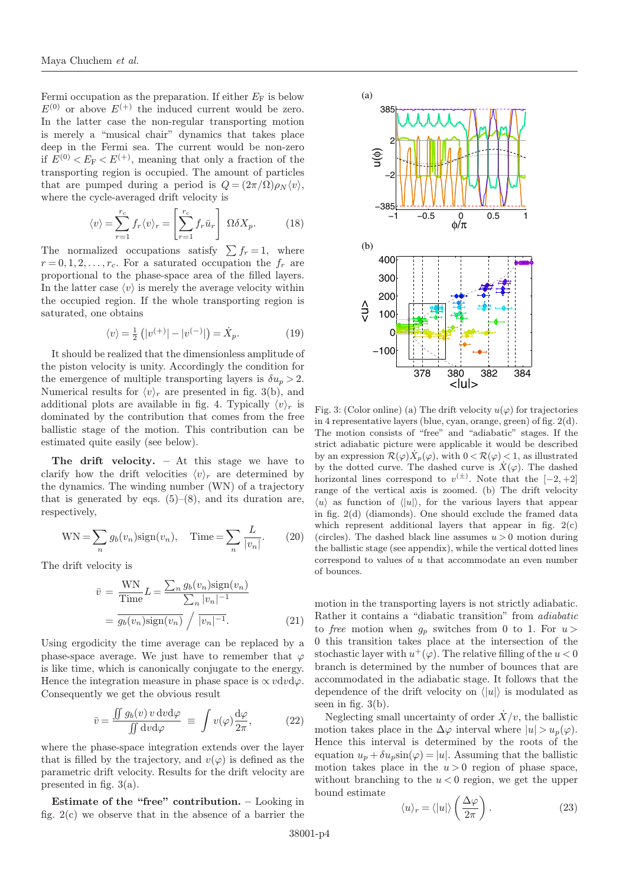Fermi occupation as the preparation. If either $E_F$ is below $E^{(0)}$ or above $E^{(+)}$ the induced current would be zero. In the latter case the non-regular transporting motion is merely a "musical chair" dynamics that takes place deep in the Fermi sea. The current would be non-zero if $E^{(0)} < E_F < E^{(+)}$, meaning that only a fraction of the transporting region is occupied. The amount of particles that are pumped during a period is $Q = (2\pi/\Omega)\rho_N\langle v\rangle$, where the cycle-averaged drift velocity is

$$\langle v\rangle = \sum_{r=1}^{r_c} f_r \langle v\rangle_r = \left[\sum_{r=1}^{r_c} f_r \bar{u}_r\right] \Omega\delta X_p. \tag{18}$$

The normalized occupations satisfy $\sum f_r = 1$, where $r = 0, 1, 2, \ldots, r_c$. For a saturated occupation the $f_r$ are proportional to the phase-space area of the filled layers. In the latter case $\langle v\rangle$ is merely the average velocity within the occupied region. If the whole transporting region is saturated, one obtains

$$\langle v\rangle = \tfrac{1}{2}\left(|v^{(+)}| - |v^{(-)}|\right) = \dot{X}_p. \tag{19}$$

It should be realized that the dimensionless amplitude of the piston velocity is unity. Accordingly the condition for the emergence of multiple transporting layers is $\delta u_p > 2$. Numerical results for $\langle v\rangle_r$ are presented in fig. 3(b), and additional plots are available in fig. 4. Typically $\langle v\rangle_r$ is dominated by the contribution that comes from the free ballistic stage of the motion. This contribution can be estimated quite easily (see below).

**The drift velocity.** – At this stage we have to clarify how the drift velocities $\langle v\rangle_r$ are determined by the dynamics. The winding number (WN) of a trajectory that is generated by eqs. (5)–(8), and its duration are, respectively,

$$\text{WN} = \sum_n g_b(v_n)\,\text{sign}(v_n), \quad \text{Time} = \sum_n \frac{L}{|v_n|}. \tag{20}$$

The drift velocity is

$$\begin{aligned}\bar{v} &= \frac{\text{WN}}{\text{Time}}L = \frac{\sum_n g_b(v_n)\,\text{sign}(v_n)}{\sum_n |v_n|^{-1}} \\ &= \overline{g_b(v_n)\,\text{sign}(v_n)} \Big/ \overline{|v_n|^{-1}}.\end{aligned} \tag{21}$$

Using ergodicity the time average can be replaced by a phase-space average. We just have to remember that $\varphi$ is like time, which is canonically conjugate to the energy. Hence the integration measure in phase space is $\propto v\,dv\,d\varphi$. Consequently we get the obvious result

$$\bar{v} = \frac{\iint g_b(v)\, v\, dv d\varphi}{\iint dv d\varphi} \equiv \int v(\varphi)\frac{d\varphi}{2\pi}, \tag{22}$$

where the phase-space integration extends over the layer that is filled by the trajectory, and $v(\varphi)$ is defined as the parametric drift velocity. Results for the drift velocity are presented in fig. 3(a).

**Estimate of the "free" contribution.** – Looking in fig. 2(c) we observe that in the absence of a barrier the motion in the transporting layers is not strictly adiabatic. Rather it contains a "diabatic transition" from *adiabatic* to *free* motion when $g_p$ switches from 0 to 1. For $u > 0$ this transition takes place at the intersection of the stochastic layer with $u^{+}(\varphi)$. The relative filling of the $u < 0$ branch is determined by the number of bounces that are accommodated in the adiabatic stage. It follows that the dependence of the drift velocity on $\langle|u|\rangle$ is modulated as seen in fig. 3(b).

Neglecting small uncertainty of order $\dot{X}/v$, the ballistic motion takes place in the $\Delta\varphi$ interval where $|u| > u_p(\varphi)$. Hence this interval is determined by the roots of the equation $u_p + \delta u_p \sin(\varphi) = |u|$. Assuming that the ballistic motion takes place in the $u > 0$ region of phase space, without branching to the $u < 0$ region, we get the upper bound estimate

$$\langle u\rangle_r = \langle|u|\rangle\left(\frac{\Delta\varphi}{2\pi}\right). \tag{23}$$

Fig. 3: (Color online) (a) The drift velocity $u(\varphi)$ for trajectories in 4 representative layers (blue, cyan, orange, green) of fig. 2(d). The motion consists of "free" and "adiabatic" stages. If the strict adiabatic picture were applicable it would be described by an expression $\mathcal{R}(\varphi)\dot{X}_p(\varphi)$, with $0 < \mathcal{R}(\varphi) < 1$, as illustrated by the dotted curve. The dashed curve is $\dot{X}(\varphi)$. The dashed horizontal lines correspond to $v^{(\pm)}$. Note that the $[-2, +2]$ range of the vertical axis is zoomed. (b) The drift velocity $\langle u\rangle$ as function of $\langle|u|\rangle$, for the various layers that appear in fig. 2(d) (diamonds). One should exclude the framed data which represent additional layers that appear in fig. 2(c) (circles). The dashed black line assumes $u > 0$ motion during the ballistic stage (see appendix), while the vertical dotted lines correspond to values of $u$ that accommodate an even number of bounces.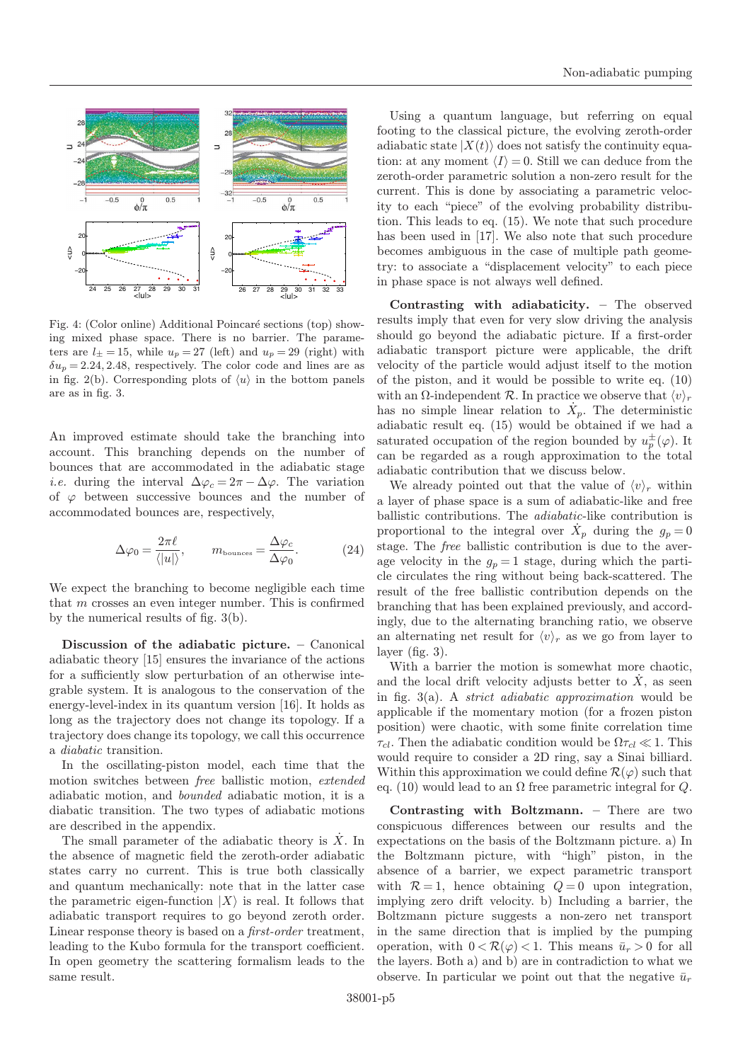Fig. 4: (Color online) Additional Poincaré sections (top) showing mixed phase space. There is no barrier. The parameters are $l_{\pm} = 15$, while $u_p = 27$ (left) and $u_p = 29$ (right) with $\delta u_p = 2.24, 2.48$, respectively. The color code and lines are as in fig. 2(b). Corresponding plots of $\langle u \rangle$ in the bottom panels are as in fig. 3.

An improved estimate should take the branching into account. This branching depends on the number of bounces that are accommodated in the adiabatic stage *i.e.* during the interval $\Delta\varphi_c = 2\pi - \Delta\varphi$. The variation of $\varphi$ between successive bounces and the number of accommodated bounces are, respectively,

$$\Delta\varphi_0 = \frac{2\pi\ell}{\langle |u| \rangle}, \qquad m_{\text{bounces}} = \frac{\Delta\varphi_c}{\Delta\varphi_0}. \tag{24}$$

We expect the branching to become negligible each time that $m$ crosses an even integer number. This is confirmed by the numerical results of fig. 3(b).

**Discussion of the adiabatic picture.** – Canonical adiabatic theory [15] ensures the invariance of the actions for a sufficiently slow perturbation of an otherwise integrable system. It is analogous to the conservation of the energy-level-index in its quantum version [16]. It holds as long as the trajectory does not change its topology. If a trajectory does change its topology, we call this occurrence a *diabatic* transition.

In the oscillating-piston model, each time that the motion switches between *free* ballistic motion, *extended* adiabatic motion, and *bounded* adiabatic motion, it is a diabatic transition. The two types of adiabatic motions are described in the appendix.

The small parameter of the adiabatic theory is $\dot{X}$. In the absence of magnetic field the zeroth-order adiabatic states carry no current. This is true both classically and quantum mechanically: note that in the latter case the parametric eigen-function $|X\rangle$ is real. It follows that adiabatic transport requires to go beyond zeroth order. Linear response theory is based on a *first-order* treatment, leading to the Kubo formula for the transport coefficient. In open geometry the scattering formalism leads to the same result.

Using a quantum language, but referring on equal footing to the classical picture, the evolving zeroth-order adiabatic state $|X(t)\rangle$ does not satisfy the continuity equation: at any moment $\langle I \rangle = 0$. Still we can deduce from the zeroth-order parametric solution a non-zero result for the current. This is done by associating a parametric velocity to each "piece" of the evolving probability distribution. This leads to eq. (15). We note that such procedure has been used in [17]. We also note that such procedure becomes ambiguous in the case of multiple path geometry: to associate a "displacement velocity" to each piece in phase space is not always well defined.

**Contrasting with adiabaticity.** – The observed results imply that even for very slow driving the analysis should go beyond the adiabatic picture. If a first-order adiabatic transport picture were applicable, the drift velocity of the particle would adjust itself to the motion of the piston, and it would be possible to write eq. (10) with an $\Omega$-independent $\mathcal{R}$. In practice we observe that $\langle v \rangle_r$ has no simple linear relation to $\dot{X}_p$. The deterministic adiabatic result eq. (15) would be obtained if we had a saturated occupation of the region bounded by $u_p^{\pm}(\varphi)$. It can be regarded as a rough approximation to the total adiabatic contribution that we discuss below.

We already pointed out that the value of $\langle v \rangle_r$ within a layer of phase space is a sum of adiabatic-like and free ballistic contributions. The *adiabatic*-like contribution is proportional to the integral over $\dot{X}_p$ during the $g_p = 0$ stage. The *free* ballistic contribution is due to the average velocity in the $g_p = 1$ stage, during which the particle circulates the ring without being back-scattered. The result of the free ballistic contribution depends on the branching that has been explained previously, and accordingly, due to the alternating branching ratio, we observe an alternating net result for $\langle v \rangle_r$ as we go from layer to layer (fig. 3).

With a barrier the motion is somewhat more chaotic, and the local drift velocity adjusts better to $\dot{X}$, as seen in fig. 3(a). A *strict adiabatic approximation* would be applicable if the momentary motion (for a frozen piston position) were chaotic, with some finite correlation time $\tau_{cl}$. Then the adiabatic condition would be $\Omega\tau_{cl} \ll 1$. This would require to consider a 2D ring, say a Sinai billiard. Within this approximation we could define $\mathcal{R}(\varphi)$ such that eq. (10) would lead to an $\Omega$ free parametric integral for $Q$.

**Contrasting with Boltzmann.** – There are two conspicuous differences between our results and the expectations on the basis of the Boltzmann picture. a) In the Boltzmann picture, with "high" piston, in the absence of a barrier, we expect parametric transport with $\mathcal{R} = 1$, hence obtaining $Q = 0$ upon integration, implying zero drift velocity. b) Including a barrier, the Boltzmann picture suggests a non-zero net transport in the same direction that is implied by the pumping operation, with $0 < \mathcal{R}(\varphi) < 1$. This means $\bar{u}_r > 0$ for all the layers. Both a) and b) are in contradiction to what we observe. In particular we point out that the negative $\bar{u}_r$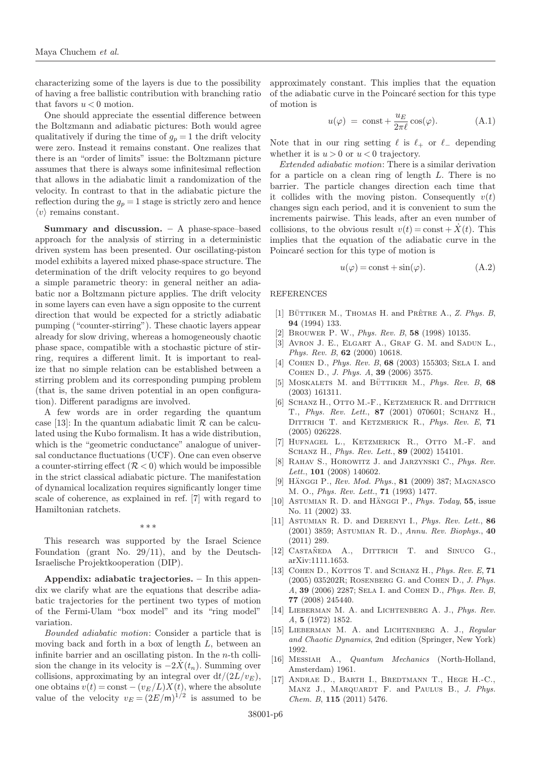characterizing some of the layers is due to the possibility of having a free ballistic contribution with branching ratio that favors $u<0$ motion.

One should appreciate the essential difference between the Boltzmann and adiabatic pictures: Both would agree qualitatively if during the time of $g_p=1$ the drift velocity were zero. Instead it remains constant. One realizes that there is an "order of limits" issue: the Boltzmann picture assumes that there is always some infinitesimal reflection that allows in the adiabatic limit a randomization of the velocity. In contrast to that in the adiabatic picture the reflection during the $g_p=1$ stage is strictly zero and hence $\langle v \rangle$ remains constant.

**Summary and discussion.** – A phase-space–based approach for the analysis of stirring in a deterministic driven system has been presented. Our oscillating-piston model exhibits a layered mixed phase-space structure. The determination of the drift velocity requires to go beyond a simple parametric theory: in general neither an adiabatic nor a Boltzmann picture applies. The drift velocity in some layers can even have a sign opposite to the current direction that would be expected for a strictly adiabatic pumping ("counter-stirring"). These chaotic layers appear already for slow driving, whereas a homogeneously chaotic phase space, compatible with a stochastic picture of stirring, requires a different limit. It is important to realize that no simple relation can be established between a stirring problem and its corresponding pumping problem (that is, the same driven potential in an open configuration). Different paradigms are involved.

A few words are in order regarding the quantum case [13]: In the quantum adiabatic limit $\mathcal{R}$ can be calculated using the Kubo formalism. It has a wide distribution, which is the "geometric conductance" analogue of universal conductance fluctuations (UCF). One can even observe a counter-stirring effect ($\mathcal{R}<0$) which would be impossible in the strict classical adiabatic picture. The manifestation of dynamical localization requires significantly longer time scale of coherence, as explained in ref. [7] with regard to Hamiltonian ratchets.

\* \* \*

This research was supported by the Israel Science Foundation (grant No. 29/11), and by the Deutsch-Israelische Projektkooperation (DIP).

**Appendix: adiabatic trajectories.** – In this appendix we clarify what are the equations that describe adiabatic trajectories for the pertinent two types of motion of the Fermi-Ulam "box model" and its "ring model" variation.

*Bounded adiabatic motion*: Consider a particle that is moving back and forth in a box of length $L$, between an infinite barrier and an oscillating piston. In the $n$-th collision the change in its velocity is $-2\dot{X}(t_n)$. Summing over collisions, approximating by an integral over $\mathrm{d}t/(2L/v_E)$, one obtains $v(t)=\text{const}-(v_E/L)X(t)$, where the absolute value of the velocity $v_E=(2E/\mathsf{m})^{1/2}$ is assumed to be approximately constant. This implies that the equation of the adiabatic curve in the Poincaré section for this type of motion is

$$u(\varphi) \;=\; \text{const}+\frac{u_E}{2\pi\ell}\cos(\varphi). \tag{A.1}$$

Note that in our ring setting $\ell$ is $\ell_+$ or $\ell_-$ depending whether it is $u>0$ or $u<0$ trajectory.

*Extended adiabatic motion*: There is a similar derivation for a particle on a clean ring of length $L$. There is no barrier. The particle changes direction each time that it collides with the moving piston. Consequently $v(t)$ changes sign each period, and it is convenient to sum the increments pairwise. This leads, after an even number of collisions, to the obvious result $v(t)=\text{const}+\dot{X}(t)$. This implies that the equation of the adiabatic curve in the Poincaré section for this type of motion is

$$u(\varphi)=\text{const}+\sin(\varphi). \tag{A.2}$$

REFERENCES

[1] Büttiker M., Thomas H. and Prêtre A., *Z. Phys. B*, **94** (1994) 133.

[2] Brouwer P. W., *Phys. Rev. B*, **58** (1998) 10135.

[3] Avron J. E., Elgart A., Graf G. M. and Sadun L., *Phys. Rev. B*, **62** (2000) 10618.

[4] Cohen D., *Phys. Rev. B*, **68** (2003) 155303; Sela I. and Cohen D., *J. Phys. A*, **39** (2006) 3575.

[5] Moskalets M. and Büttiker M., *Phys. Rev. B*, **68** (2003) 161311.

[6] Schanz H., Otto M.-F., Ketzmerick R. and Dittrich T., *Phys. Rev. Lett.*, **87** (2001) 070601; Schanz H., Dittrich T. and Ketzmerick R., *Phys. Rev. E*, **71** (2005) 026228.

[7] Hufnagel L., Ketzmerick R., Otto M.-F. and Schanz H., *Phys. Rev. Lett.*, **89** (2002) 154101.

[8] Rahav S., Horowitz J. and Jarzynski C., *Phys. Rev. Lett.*, **101** (2008) 140602.

[9] Hänggi P., *Rev. Mod. Phys.*, **81** (2009) 387; Magnasco M. O., *Phys. Rev. Lett.*, **71** (1993) 1477.

[10] Astumian R. D. and Hänggi P., *Phys. Today*, **55**, issue No. 11 (2002) 33.

[11] Astumian R. D. and Derenyi I., *Phys. Rev. Lett.*, **86** (2001) 3859; Astumian R. D., *Annu. Rev. Biophys.*, **40** (2011) 289.

[12] Castañeda A., Dittrich T. and Sinuco G., arXiv:1111.1653.

[13] Cohen D., Kottos T. and Schanz H., *Phys. Rev. E*, **71** (2005) 035202R; Rosenberg G. and Cohen D., *J. Phys. A*, **39** (2006) 2287; Sela I. and Cohen D., *Phys. Rev. B*, **77** (2008) 245440.

[14] Lieberman M. A. and Lichtenberg A. J., *Phys. Rev. A*, **5** (1972) 1852.

[15] Lieberman M. A. and Lichtenberg A. J., *Regular and Chaotic Dynamics*, 2nd edition (Springer, New York) 1992.

[16] Messiah A., *Quantum Mechanics* (North-Holland, Amsterdam) 1961.

[17] Andrae D., Barth I., Bredtmann T., Hege H.-C., Manz J., Marquardt F. and Paulus B., *J. Phys. Chem. B*, **115** (2011) 5476.